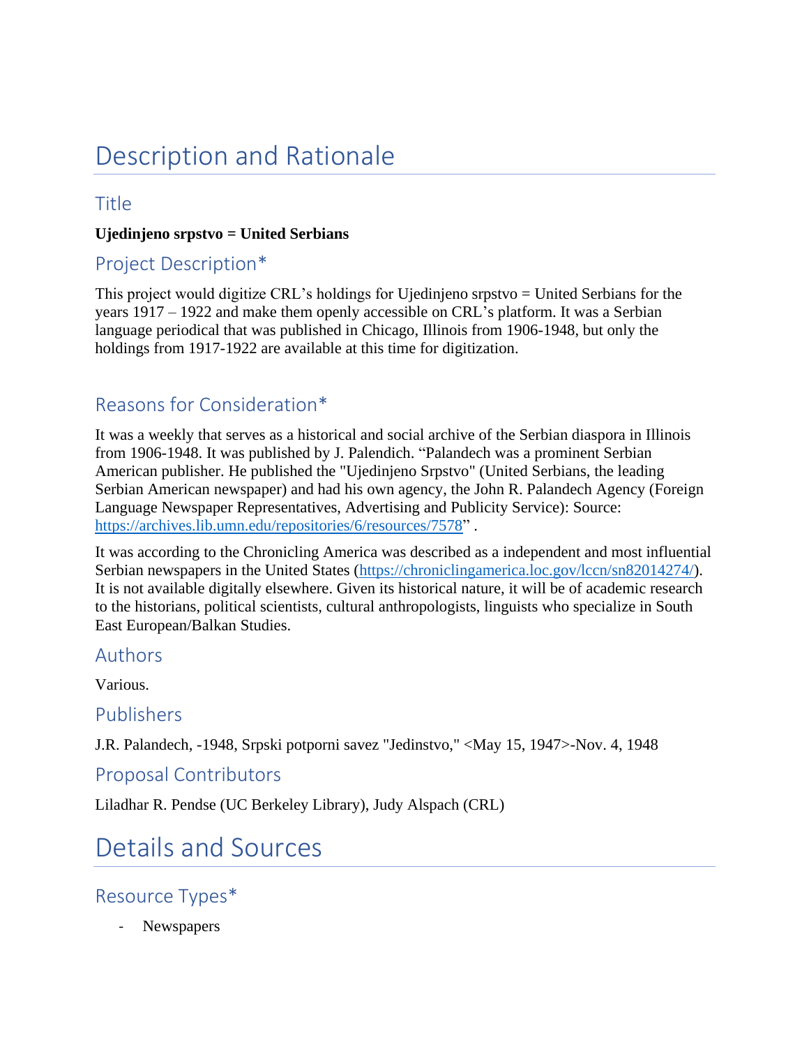# Description and Rationale

## Title

**Ujedinjeno srpstvo = United Serbians**

## Project Description*

This project would digitize CRL's holdings for Ujedinjeno srpstvo = United Serbians for the years 1917 – 1922 and make them openly accessible on CRL's platform. It was a Serbian language periodical that was published in Chicago, Illinois from 1906-1948, but only the holdings from 1917-1922 are available at this time for digitization.

## Reasons for Consideration*

It was a weekly that serves as a historical and social archive of the Serbian diaspora in Illinois from 1906-1948. It was published by J. Palendich. "Palandech was a prominent Serbian American publisher. He published the "Ujedinjeno Srpstvo" (United Serbians, the leading Serbian American newspaper) and had his own agency, the John R. Palandech Agency (Foreign Language Newspaper Representatives, Advertising and Publicity Service): Source: https://archives.lib.umn.edu/repositories/6/resources/7578" .

It was according to the Chronicling America was described as a independent and most influential Serbian newspapers in the United States (https://chroniclingamerica.loc.gov/lccn/sn82014274/). It is not available digitally elsewhere. Given its historical nature, it will be of academic research to the historians, political scientists, cultural anthropologists, linguists who specialize in South East European/Balkan Studies.

## Authors

Various.

## Publishers

J.R. Palandech, -1948, Srpski potporni savez "Jedinstvo," <May 15, 1947>-Nov. 4, 1948

## Proposal Contributors

Liladhar R. Pendse (UC Berkeley Library), Judy Alspach (CRL)

# Details and Sources

## Resource Types*

- Newspapers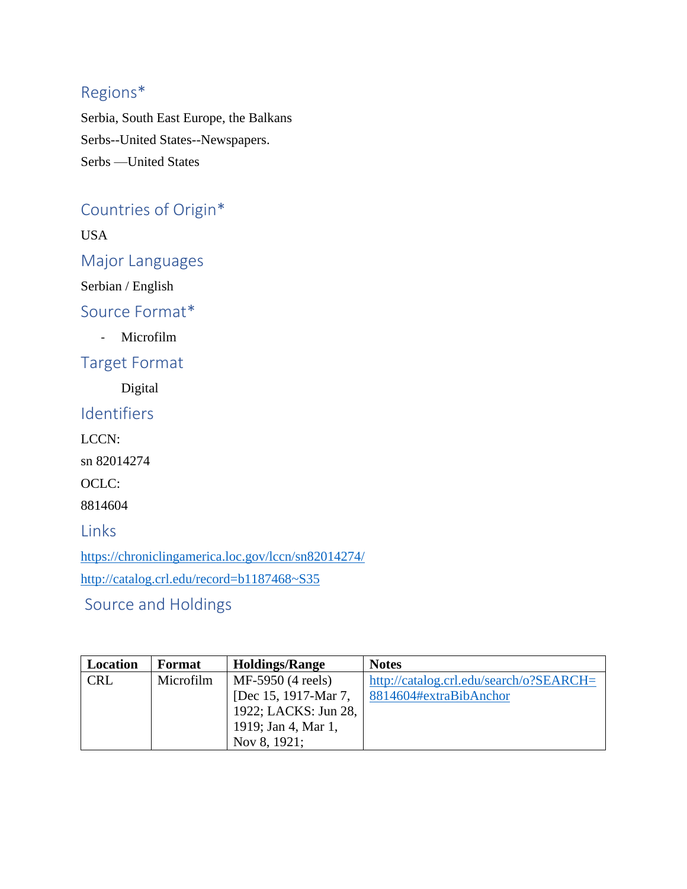## Regions*

Serbia, South East Europe, the Balkans

Serbs--United States--Newspapers.

Serbs —United States

## Countries of Origin*

USA

## Major Languages

Serbian / English

## Source Format*

- Microfilm

## Target Format

Digital

## Identifiers

LCCN:

sn 82014274

OCLC:

8814604

## Links

https://chroniclingamerica.loc.gov/lccn/sn82014274/

http://catalog.crl.edu/record=b1187468~S35

## Source and Holdings

| Location | Format | Holdings/Range | Notes |
|---|---|---|---|
| CRL | Microfilm | MF-5950 (4 reels) [Dec 15, 1917-Mar 7, 1922; LACKS: Jun 28, 1919; Jan 4, Mar 1, Nov 8, 1921; | http://catalog.crl.edu/search/o?SEARCH=8814604#extraBibAnchor |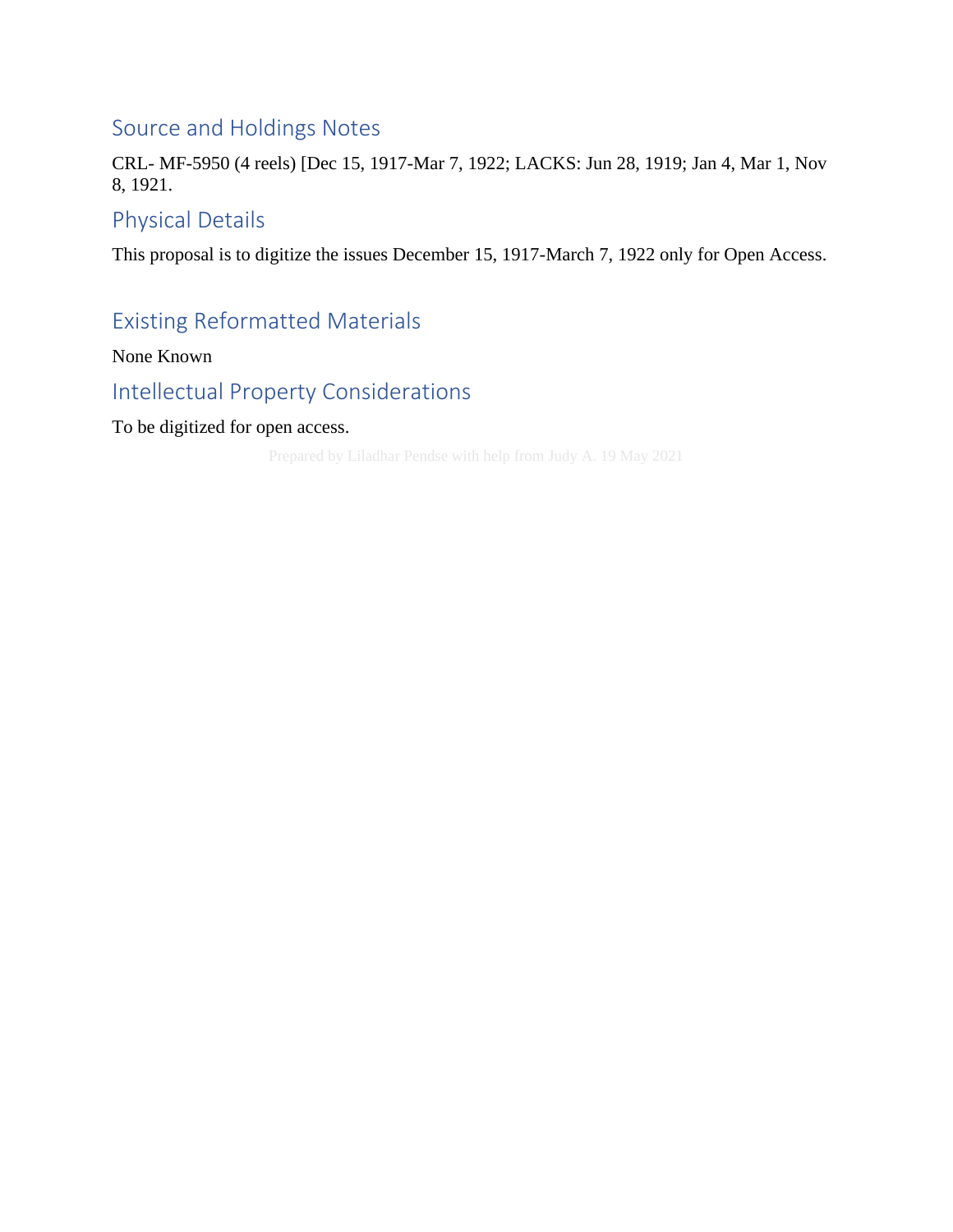## Source and Holdings Notes

CRL- MF-5950 (4 reels) [Dec 15, 1917-Mar 7, 1922; LACKS: Jun 28, 1919; Jan 4, Mar 1, Nov 8, 1921.

## Physical Details

This proposal is to digitize the issues December 15, 1917-March 7, 1922 only for Open Access.

## Existing Reformatted Materials

None Known

## Intellectual Property Considerations

To be digitized for open access.

Prepared by Liladhar Pendse with help from Judy A. 19 May 2021